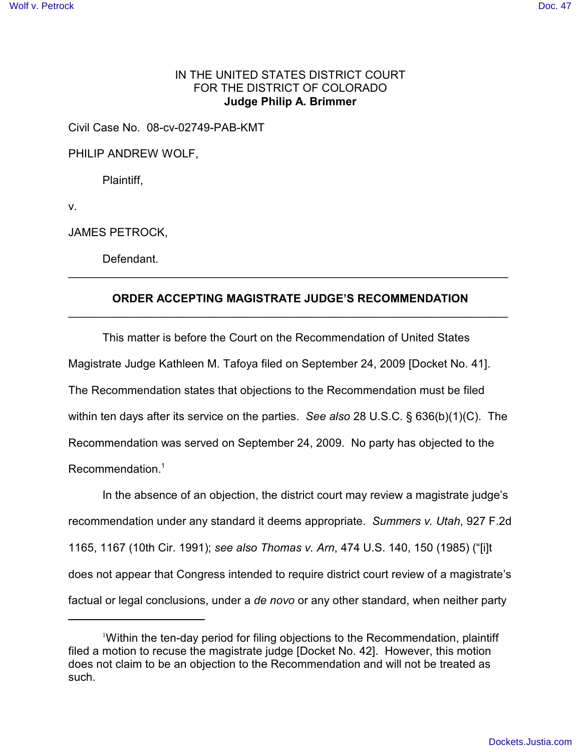IN THE UNITED STATES DISTRICT COURT
FOR THE DISTRICT OF COLORADO
**Judge Philip A. Brimmer**

Civil Case No. 08-cv-02749-PAB-KMT

PHILIP ANDREW WOLF,

Plaintiff,

v.

JAMES PETROCK,

Defendant.

---

## ORDER ACCEPTING MAGISTRATE JUDGE'S RECOMMENDATION

---

This matter is before the Court on the Recommendation of United States Magistrate Judge Kathleen M. Tafoya filed on September 24, 2009 [Docket No. 41]. The Recommendation states that objections to the Recommendation must be filed within ten days after its service on the parties. *See also* 28 U.S.C. § 636(b)(1)(C). The Recommendation was served on September 24, 2009. No party has objected to the Recommendation.[1]

In the absence of an objection, the district court may review a magistrate judge's recommendation under any standard it deems appropriate. *Summers v. Utah*, 927 F.2d 1165, 1167 (10th Cir. 1991); *see also Thomas v. Arn*, 474 U.S. 140, 150 (1985) ("[i]t does not appear that Congress intended to require district court review of a magistrate's factual or legal conclusions, under a *de novo* or any other standard, when neither party

---

[1] Within the ten-day period for filing objections to the Recommendation, plaintiff filed a motion to recuse the magistrate judge [Docket No. 42]. However, this motion does not claim to be an objection to the Recommendation and will not be treated as such.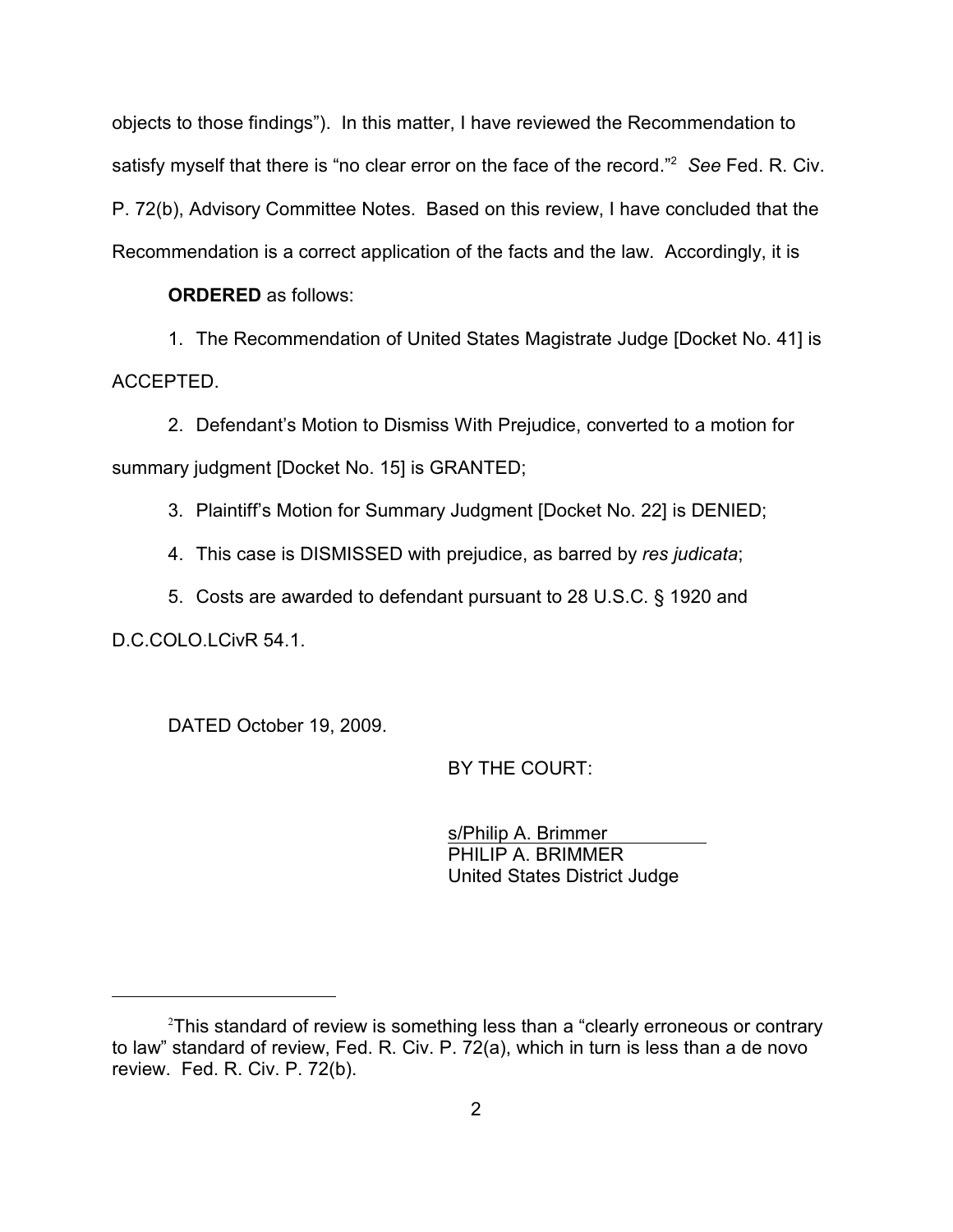objects to those findings"). In this matter, I have reviewed the Recommendation to satisfy myself that there is "no clear error on the face of the record."[2] *See* Fed. R. Civ. P. 72(b), Advisory Committee Notes. Based on this review, I have concluded that the Recommendation is a correct application of the facts and the law. Accordingly, it is

**ORDERED** as follows:

1. The Recommendation of United States Magistrate Judge [Docket No. 41] is ACCEPTED.

2. Defendant's Motion to Dismiss With Prejudice, converted to a motion for summary judgment [Docket No. 15] is GRANTED;

3. Plaintiff's Motion for Summary Judgment [Docket No. 22] is DENIED;

4. This case is DISMISSED with prejudice, as barred by *res judicata*;

5. Costs are awarded to defendant pursuant to 28 U.S.C. § 1920 and D.C.COLO.LCivR 54.1.

DATED October 19, 2009.

BY THE COURT:

s/Philip A. Brimmer
PHILIP A. BRIMMER
United States District Judge

---

[2] This standard of review is something less than a "clearly erroneous or contrary to law" standard of review, Fed. R. Civ. P. 72(a), which in turn is less than a de novo review. Fed. R. Civ. P. 72(b).